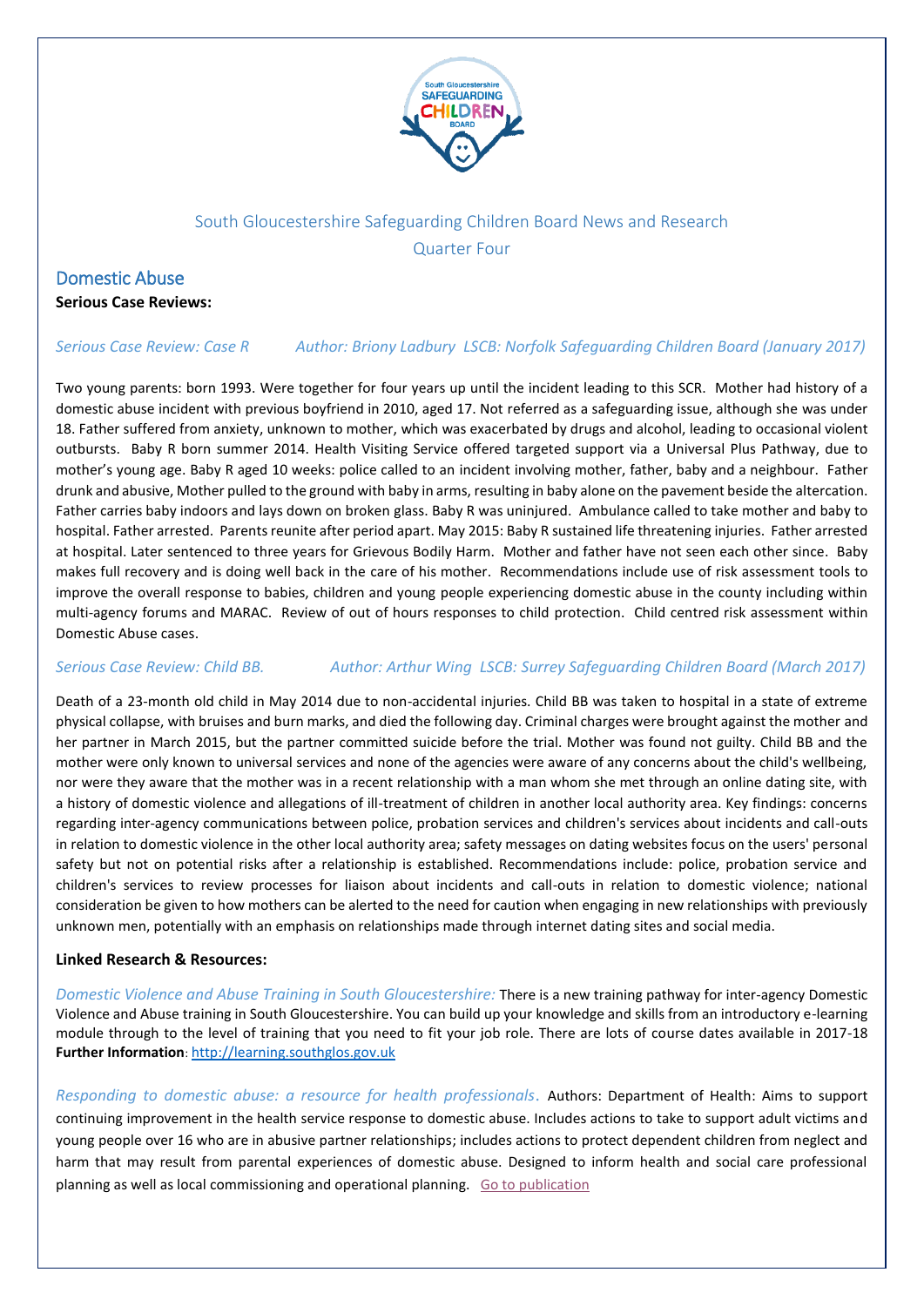South Gloucestershire Safeguarding Children Board News and Research

Quarter Four

## Domestic Abuse

**Serious Case Reviews:**

*Serious Case Review: Case R Author: Briony Ladbury LSCB: Norfolk Safeguarding Children Board (January 2017)*

Two young parents: born 1993. Were together for four years up until the incident leading to this SCR. Mother had history of a domestic abuse incident with previous boyfriend in 2010, aged 17. Not referred as a safeguarding issue, although she was under 18. Father suffered from anxiety, unknown to mother, which was exacerbated by drugs and alcohol, leading to occasional violent outbursts. Baby R born summer 2014. Health Visiting Service offered targeted support via a Universal Plus Pathway, due to mother's young age. Baby R aged 10 weeks: police called to an incident involving mother, father, baby and a neighbour. Father drunk and abusive, Mother pulled to the ground with baby in arms, resulting in baby alone on the pavement beside the altercation. Father carries baby indoors and lays down on broken glass. Baby R was uninjured. Ambulance called to take mother and baby to hospital. Father arrested. Parents reunite after period apart. May 2015: Baby R sustained life threatening injuries. Father arrested at hospital. Later sentenced to three years for Grievous Bodily Harm. Mother and father have not seen each other since. Baby makes full recovery and is doing well back in the care of his mother. Recommendations include use of risk assessment tools to improve the overall response to babies, children and young people experiencing domestic abuse in the county including within multi-agency forums and MARAC. Review of out of hours responses to child protection. Child centred risk assessment within Domestic Abuse cases.

*Serious Case Review: Child BB. Author: Arthur Wing LSCB: Surrey Safeguarding Children Board (March 2017)*

Death of a 23-month old child in May 2014 due to non-accidental injuries. Child BB was taken to hospital in a state of extreme physical collapse, with bruises and burn marks, and died the following day. Criminal charges were brought against the mother and her partner in March 2015, but the partner committed suicide before the trial. Mother was found not guilty. Child BB and the mother were only known to universal services and none of the agencies were aware of any concerns about the child's wellbeing, nor were they aware that the mother was in a recent relationship with a man whom she met through an online dating site, with a history of domestic violence and allegations of ill-treatment of children in another local authority area. Key findings: concerns regarding inter-agency communications between police, probation services and children's services about incidents and call-outs in relation to domestic violence in the other local authority area; safety messages on dating websites focus on the users' personal safety but not on potential risks after a relationship is established. Recommendations include: police, probation service and children's services to review processes for liaison about incidents and call-outs in relation to domestic violence; national consideration be given to how mothers can be alerted to the need for caution when engaging in new relationships with previously unknown men, potentially with an emphasis on relationships made through internet dating sites and social media.

**Linked Research & Resources:**

*Domestic Violence and Abuse Training in South Gloucestershire:* There is a new training pathway for inter-agency Domestic Violence and Abuse training in South Gloucestershire. You can build up your knowledge and skills from an introductory e-learning module through to the level of training that you need to fit your job role. There are lots of course dates available in 2017-18 **Further Information**: http://learning.southglos.gov.uk

*Responding to domestic abuse: a resource for health professionals*. Authors: Department of Health: Aims to support continuing improvement in the health service response to domestic abuse. Includes actions to take to support adult victims and young people over 16 who are in abusive partner relationships; includes actions to protect dependent children from neglect and harm that may result from parental experiences of domestic abuse. Designed to inform health and social care professional planning as well as local commissioning and operational planning. Go to publication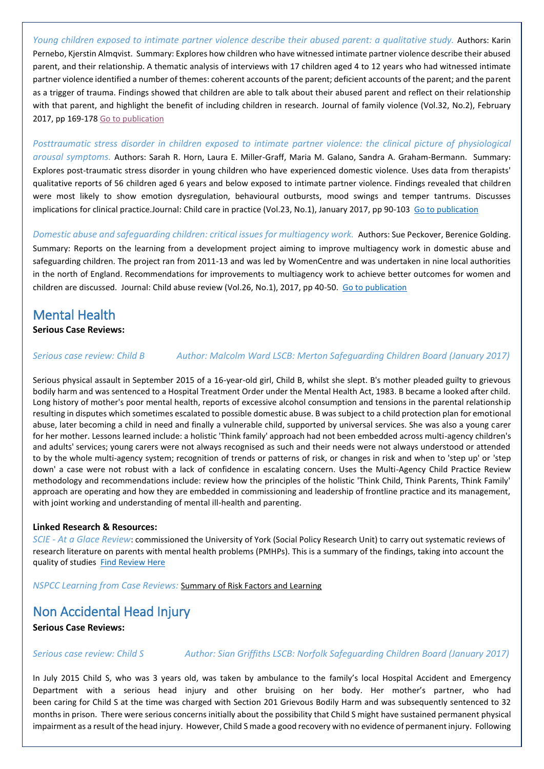*Young children exposed to intimate partner violence describe their abused parent: a qualitative study.* Authors: Karin Pernebo, Kjerstin Almqvist. Summary: Explores how children who have witnessed intimate partner violence describe their abused parent, and their relationship. A thematic analysis of interviews with 17 children aged 4 to 12 years who had witnessed intimate partner violence identified a number of themes: coherent accounts of the parent; deficient accounts of the parent; and the parent as a trigger of trauma. Findings showed that children are able to talk about their abused parent and reflect on their relationship with that parent, and highlight the benefit of including children in research. Journal of family violence (Vol.32, No.2), February 2017, pp 169-178 Go to publication

*Posttraumatic stress disorder in children exposed to intimate partner violence: the clinical picture of physiological arousal symptoms.* Authors: Sarah R. Horn, Laura E. Miller-Graff, Maria M. Galano, Sandra A. Graham-Bermann. Summary: Explores post-traumatic stress disorder in young children who have experienced domestic violence. Uses data from therapists' qualitative reports of 56 children aged 6 years and below exposed to intimate partner violence. Findings revealed that children were most likely to show emotion dysregulation, behavioural outbursts, mood swings and temper tantrums. Discusses implications for clinical practice.Journal: Child care in practice (Vol.23, No.1), January 2017, pp 90-103 Go to publication

*Domestic abuse and safeguarding children: critical issues for multiagency work.* Authors: Sue Peckover, Berenice Golding. Summary: Reports on the learning from a development project aiming to improve multiagency work in domestic abuse and safeguarding children. The project ran from 2011-13 and was led by WomenCentre and was undertaken in nine local authorities in the north of England. Recommendations for improvements to multiagency work to achieve better outcomes for women and children are discussed. Journal: Child abuse review (Vol.26, No.1), 2017, pp 40-50. Go to publication

## Mental Health

**Serious Case Reviews:**

*Serious case review: Child B* *Author: Malcolm Ward LSCB: Merton Safeguarding Children Board (January 2017)*

Serious physical assault in September 2015 of a 16-year-old girl, Child B, whilst she slept. B's mother pleaded guilty to grievous bodily harm and was sentenced to a Hospital Treatment Order under the Mental Health Act, 1983. B became a looked after child. Long history of mother's poor mental health, reports of excessive alcohol consumption and tensions in the parental relationship resulting in disputes which sometimes escalated to possible domestic abuse. B was subject to a child protection plan for emotional abuse, later becoming a child in need and finally a vulnerable child, supported by universal services. She was also a young carer for her mother. Lessons learned include: a holistic 'Think family' approach had not been embedded across multi-agency children's and adults' services; young carers were not always recognised as such and their needs were not always understood or attended to by the whole multi-agency system; recognition of trends or patterns of risk, or changes in risk and when to 'step up' or 'step down' a case were not robust with a lack of confidence in escalating concern. Uses the Multi-Agency Child Practice Review methodology and recommendations include: review how the principles of the holistic 'Think Child, Think Parents, Think Family' approach are operating and how they are embedded in commissioning and leadership of frontline practice and its management, with joint working and understanding of mental ill-health and parenting.

**Linked Research & Resources:**

*SCIE - At a Glace Review*: commissioned the University of York (Social Policy Research Unit) to carry out systematic reviews of research literature on parents with mental health problems (PMHPs). This is a summary of the findings, taking into account the quality of studies Find Review Here

*NSPCC Learning from Case Reviews:* Summary of Risk Factors and Learning

## Non Accidental Head Injury

**Serious Case Reviews:**

*Serious case review: Child S* *Author: Sian Griffiths LSCB: Norfolk Safeguarding Children Board (January 2017)*

In July 2015 Child S, who was 3 years old, was taken by ambulance to the family's local Hospital Accident and Emergency Department with a serious head injury and other bruising on her body. Her mother's partner, who had been caring for Child S at the time was charged with Section 201 Grievous Bodily Harm and was subsequently sentenced to 32 months in prison. There were serious concerns initially about the possibility that Child S might have sustained permanent physical impairment as a result of the head injury. However, Child S made a good recovery with no evidence of permanent injury. Following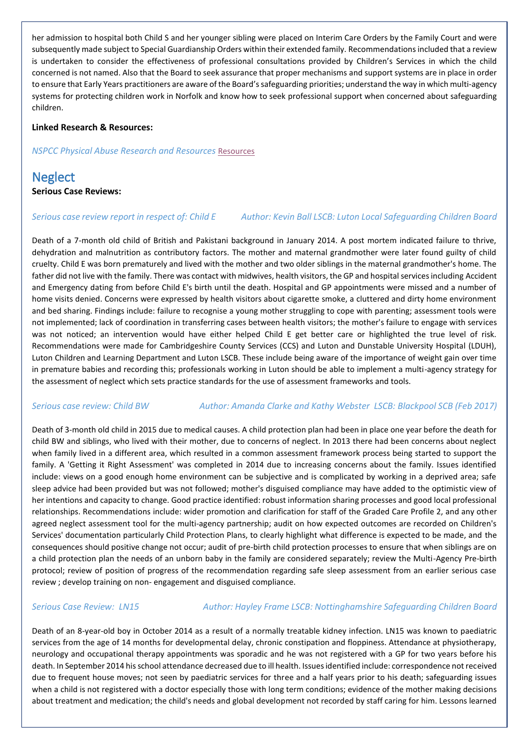her admission to hospital both Child S and her younger sibling were placed on Interim Care Orders by the Family Court and were subsequently made subject to Special Guardianship Orders within their extended family. Recommendations included that a review is undertaken to consider the effectiveness of professional consultations provided by Children's Services in which the child concerned is not named. Also that the Board to seek assurance that proper mechanisms and support systems are in place in order to ensure that Early Years practitioners are aware of the Board's safeguarding priorities; understand the way in which multi-agency systems for protecting children work in Norfolk and know how to seek professional support when concerned about safeguarding children.

**Linked Research & Resources:**

*NSPCC Physical Abuse Research and Resources* Resources

## Neglect

**Serious Case Reviews:**

*Serious case review report in respect of: Child E* *Author: Kevin Ball LSCB: Luton Local Safeguarding Children Board*

Death of a 7-month old child of British and Pakistani background in January 2014. A post mortem indicated failure to thrive, dehydration and malnutrition as contributory factors. The mother and maternal grandmother were later found guilty of child cruelty. Child E was born prematurely and lived with the mother and two older siblings in the maternal grandmother's home. The father did not live with the family. There was contact with midwives, health visitors, the GP and hospital services including Accident and Emergency dating from before Child E's birth until the death. Hospital and GP appointments were missed and a number of home visits denied. Concerns were expressed by health visitors about cigarette smoke, a cluttered and dirty home environment and bed sharing. Findings include: failure to recognise a young mother struggling to cope with parenting; assessment tools were not implemented; lack of coordination in transferring cases between health visitors; the mother's failure to engage with services was not noticed; an intervention would have either helped Child E get better care or highlighted the true level of risk. Recommendations were made for Cambridgeshire County Services (CCS) and Luton and Dunstable University Hospital (LDUH), Luton Children and Learning Department and Luton LSCB. These include being aware of the importance of weight gain over time in premature babies and recording this; professionals working in Luton should be able to implement a multi-agency strategy for the assessment of neglect which sets practice standards for the use of assessment frameworks and tools.

*Serious case review: Child BW* *Author: Amanda Clarke and Kathy Webster LSCB: Blackpool SCB (Feb 2017)*

Death of 3-month old child in 2015 due to medical causes. A child protection plan had been in place one year before the death for child BW and siblings, who lived with their mother, due to concerns of neglect. In 2013 there had been concerns about neglect when family lived in a different area, which resulted in a common assessment framework process being started to support the family. A 'Getting it Right Assessment' was completed in 2014 due to increasing concerns about the family. Issues identified include: views on a good enough home environment can be subjective and is complicated by working in a deprived area; safe sleep advice had been provided but was not followed; mother's disguised compliance may have added to the optimistic view of her intentions and capacity to change. Good practice identified: robust information sharing processes and good local professional relationships. Recommendations include: wider promotion and clarification for staff of the Graded Care Profile 2, and any other agreed neglect assessment tool for the multi-agency partnership; audit on how expected outcomes are recorded on Children's Services' documentation particularly Child Protection Plans, to clearly highlight what difference is expected to be made, and the consequences should positive change not occur; audit of pre-birth child protection processes to ensure that when siblings are on a child protection plan the needs of an unborn baby in the family are considered separately; review the Multi-Agency Pre-birth protocol; review of position of progress of the recommendation regarding safe sleep assessment from an earlier serious case review ; develop training on non- engagement and disguised compliance.

*Serious Case Review: LN15* *Author: Hayley Frame LSCB: Nottinghamshire Safeguarding Children Board*

Death of an 8-year-old boy in October 2014 as a result of a normally treatable kidney infection. LN15 was known to paediatric services from the age of 14 months for developmental delay, chronic constipation and floppiness. Attendance at physiotherapy, neurology and occupational therapy appointments was sporadic and he was not registered with a GP for two years before his death. In September 2014 his school attendance decreased due to ill health. Issues identified include: correspondence not received due to frequent house moves; not seen by paediatric services for three and a half years prior to his death; safeguarding issues when a child is not registered with a doctor especially those with long term conditions; evidence of the mother making decisions about treatment and medication; the child's needs and global development not recorded by staff caring for him. Lessons learned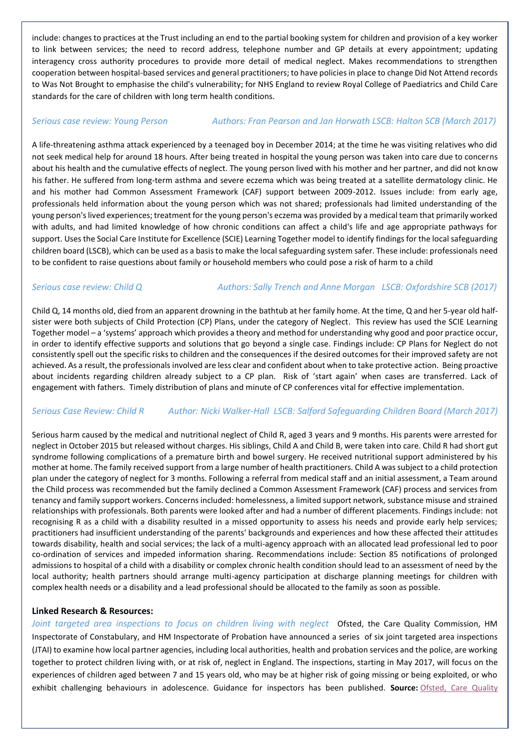include: changes to practices at the Trust including an end to the partial booking system for children and provision of a key worker to link between services; the need to record address, telephone number and GP details at every appointment; updating interagency cross authority procedures to provide more detail of medical neglect. Makes recommendations to strengthen cooperation between hospital-based services and general practitioners; to have policies in place to change Did Not Attend records to Was Not Brought to emphasise the child's vulnerability; for NHS England to review Royal College of Paediatrics and Child Care standards for the care of children with long term health conditions.

*Serious case review: Young Person* *Authors: Fran Pearson and Jan Horwath LSCB: Halton SCB (March 2017)*

A life-threatening asthma attack experienced by a teenaged boy in December 2014; at the time he was visiting relatives who did not seek medical help for around 18 hours. After being treated in hospital the young person was taken into care due to concerns about his health and the cumulative effects of neglect. The young person lived with his mother and her partner, and did not know his father. He suffered from long-term asthma and severe eczema which was being treated at a satellite dermatology clinic. He and his mother had Common Assessment Framework (CAF) support between 2009-2012. Issues include: from early age, professionals held information about the young person which was not shared; professionals had limited understanding of the young person's lived experiences; treatment for the young person's eczema was provided by a medical team that primarily worked with adults, and had limited knowledge of how chronic conditions can affect a child's life and age appropriate pathways for support. Uses the Social Care Institute for Excellence (SCIE) Learning Together model to identify findings for the local safeguarding children board (LSCB), which can be used as a basis to make the local safeguarding system safer. These include: professionals need to be confident to raise questions about family or household members who could pose a risk of harm to a child

*Serious case review: Child Q* *Authors: Sally Trench and Anne Morgan LSCB: Oxfordshire SCB (2017)*

Child Q, 14 months old, died from an apparent drowning in the bathtub at her family home. At the time, Q and her 5-year old half-sister were both subjects of Child Protection (CP) Plans, under the category of Neglect. This review has used the SCIE Learning Together model – a 'systems' approach which provides a theory and method for understanding why good and poor practice occur, in order to identify effective supports and solutions that go beyond a single case. Findings include: CP Plans for Neglect do not consistently spell out the specific risks to children and the consequences if the desired outcomes for their improved safety are not achieved. As a result, the professionals involved are less clear and confident about when to take protective action. Being proactive about incidents regarding children already subject to a CP plan. Risk of 'start again' when cases are transferred. Lack of engagement with fathers. Timely distribution of plans and minute of CP conferences vital for effective implementation.

*Serious Case Review: Child R* *Author: Nicki Walker-Hall LSCB: Salford Safeguarding Children Board (March 2017)*

Serious harm caused by the medical and nutritional neglect of Child R, aged 3 years and 9 months. His parents were arrested for neglect in October 2015 but released without charges. His siblings, Child A and Child B, were taken into care. Child R had short gut syndrome following complications of a premature birth and bowel surgery. He received nutritional support administered by his mother at home. The family received support from a large number of health practitioners. Child A was subject to a child protection plan under the category of neglect for 3 months. Following a referral from medical staff and an initial assessment, a Team around the Child process was recommended but the family declined a Common Assessment Framework (CAF) process and services from tenancy and family support workers. Concerns included: homelessness, a limited support network, substance misuse and strained relationships with professionals. Both parents were looked after and had a number of different placements. Findings include: not recognising R as a child with a disability resulted in a missed opportunity to assess his needs and provide early help services; practitioners had insufficient understanding of the parents' backgrounds and experiences and how these affected their attitudes towards disability, health and social services; the lack of a multi-agency approach with an allocated lead professional led to poor co-ordination of services and impeded information sharing. Recommendations include: Section 85 notifications of prolonged admissions to hospital of a child with a disability or complex chronic health condition should lead to an assessment of need by the local authority; health partners should arrange multi-agency participation at discharge planning meetings for children with complex health needs or a disability and a lead professional should be allocated to the family as soon as possible.

**Linked Research & Resources:**

*Joint targeted area inspections to focus on children living with neglect* Ofsted, the Care Quality Commission, HM Inspectorate of Constabulary, and HM Inspectorate of Probation have announced a series of six joint targeted area inspections (JTAI) to examine how local partner agencies, including local authorities, health and probation services and the police, are working together to protect children living with, or at risk of, neglect in England. The inspections, starting in May 2017, will focus on the experiences of children aged between 7 and 15 years old, who may be at higher risk of going missing or being exploited, or who exhibit challenging behaviours in adolescence. Guidance for inspectors has been published. **Source:** Ofsted, Care Quality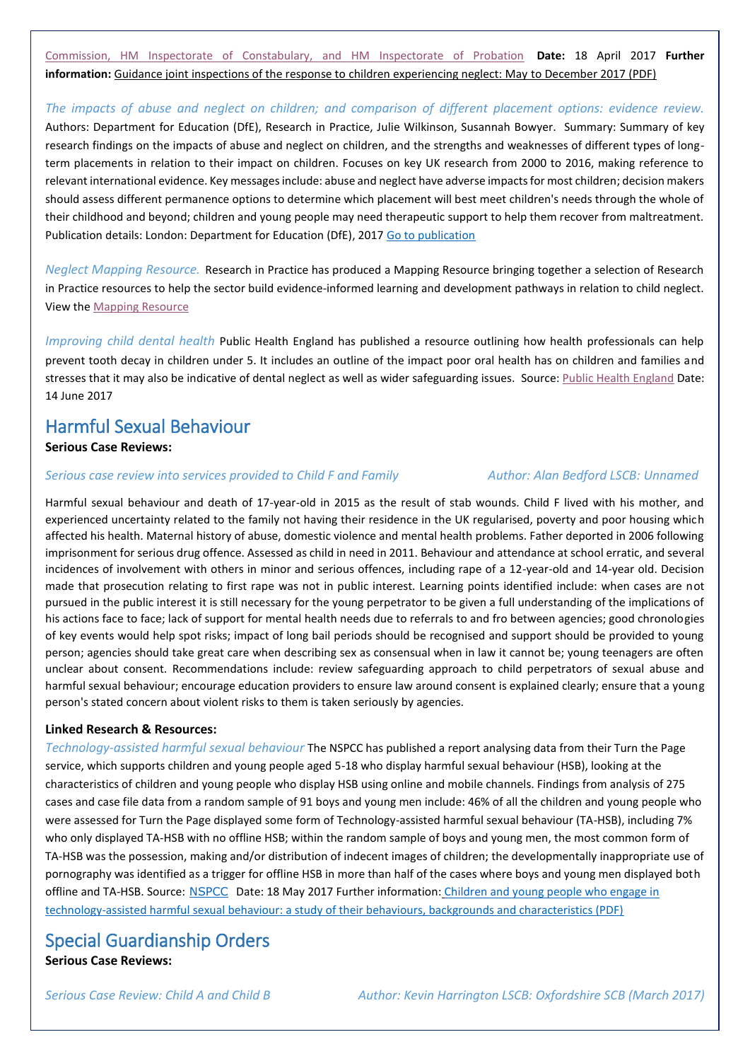Commission, HM Inspectorate of Constabulary, and HM Inspectorate of Probation **Date:** 18 April 2017 **Further information:** Guidance joint inspections of the response to children experiencing neglect: May to December 2017 (PDF)

*The impacts of abuse and neglect on children; and comparison of different placement options: evidence review.* Authors: Department for Education (DfE), Research in Practice, Julie Wilkinson, Susannah Bowyer. Summary: Summary of key research findings on the impacts of abuse and neglect on children, and the strengths and weaknesses of different types of long-term placements in relation to their impact on children. Focuses on key UK research from 2000 to 2016, making reference to relevant international evidence. Key messages include: abuse and neglect have adverse impacts for most children; decision makers should assess different permanence options to determine which placement will best meet children's needs through the whole of their childhood and beyond; children and young people may need therapeutic support to help them recover from maltreatment. Publication details: London: Department for Education (DfE), 2017 Go to publication

*Neglect Mapping Resource.* Research in Practice has produced a Mapping Resource bringing together a selection of Research in Practice resources to help the sector build evidence-informed learning and development pathways in relation to child neglect. View the Mapping Resource

*Improving child dental health* Public Health England has published a resource outlining how health professionals can help prevent tooth decay in children under 5. It includes an outline of the impact poor oral health has on children and families and stresses that it may also be indicative of dental neglect as well as wider safeguarding issues. Source: Public Health England Date: 14 June 2017

## Harmful Sexual Behaviour

**Serious Case Reviews:**

*Serious case review into services provided to Child F and Family* *Author: Alan Bedford LSCB: Unnamed*

Harmful sexual behaviour and death of 17-year-old in 2015 as the result of stab wounds. Child F lived with his mother, and experienced uncertainty related to the family not having their residence in the UK regularised, poverty and poor housing which affected his health. Maternal history of abuse, domestic violence and mental health problems. Father deported in 2006 following imprisonment for serious drug offence. Assessed as child in need in 2011. Behaviour and attendance at school erratic, and several incidences of involvement with others in minor and serious offences, including rape of a 12-year-old and 14-year old. Decision made that prosecution relating to first rape was not in public interest. Learning points identified include: when cases are not pursued in the public interest it is still necessary for the young perpetrator to be given a full understanding of the implications of his actions face to face; lack of support for mental health needs due to referrals to and fro between agencies; good chronologies of key events would help spot risks; impact of long bail periods should be recognised and support should be provided to young person; agencies should take great care when describing sex as consensual when in law it cannot be; young teenagers are often unclear about consent. Recommendations include: review safeguarding approach to child perpetrators of sexual abuse and harmful sexual behaviour; encourage education providers to ensure law around consent is explained clearly; ensure that a young person's stated concern about violent risks to them is taken seriously by agencies.

**Linked Research & Resources:**

*Technology-assisted harmful sexual behaviour* The NSPCC has published a report analysing data from their Turn the Page service, which supports children and young people aged 5-18 who display harmful sexual behaviour (HSB), looking at the characteristics of children and young people who display HSB using online and mobile channels. Findings from analysis of 275 cases and case file data from a random sample of 91 boys and young men include: 46% of all the children and young people who were assessed for Turn the Page displayed some form of Technology-assisted harmful sexual behaviour (TA-HSB), including 7% who only displayed TA-HSB with no offline HSB; within the random sample of boys and young men, the most common form of TA-HSB was the possession, making and/or distribution of indecent images of children; the developmentally inappropriate use of pornography was identified as a trigger for offline HSB in more than half of the cases where boys and young men displayed both offline and TA-HSB. Source: NSPCC Date: 18 May 2017 Further information: Children and young people who engage in technology-assisted harmful sexual behaviour: a study of their behaviours, backgrounds and characteristics (PDF)

## Special Guardianship Orders

**Serious Case Reviews:**

*Serious Case Review: Child A and Child B* *Author: Kevin Harrington LSCB: Oxfordshire SCB (March 2017)*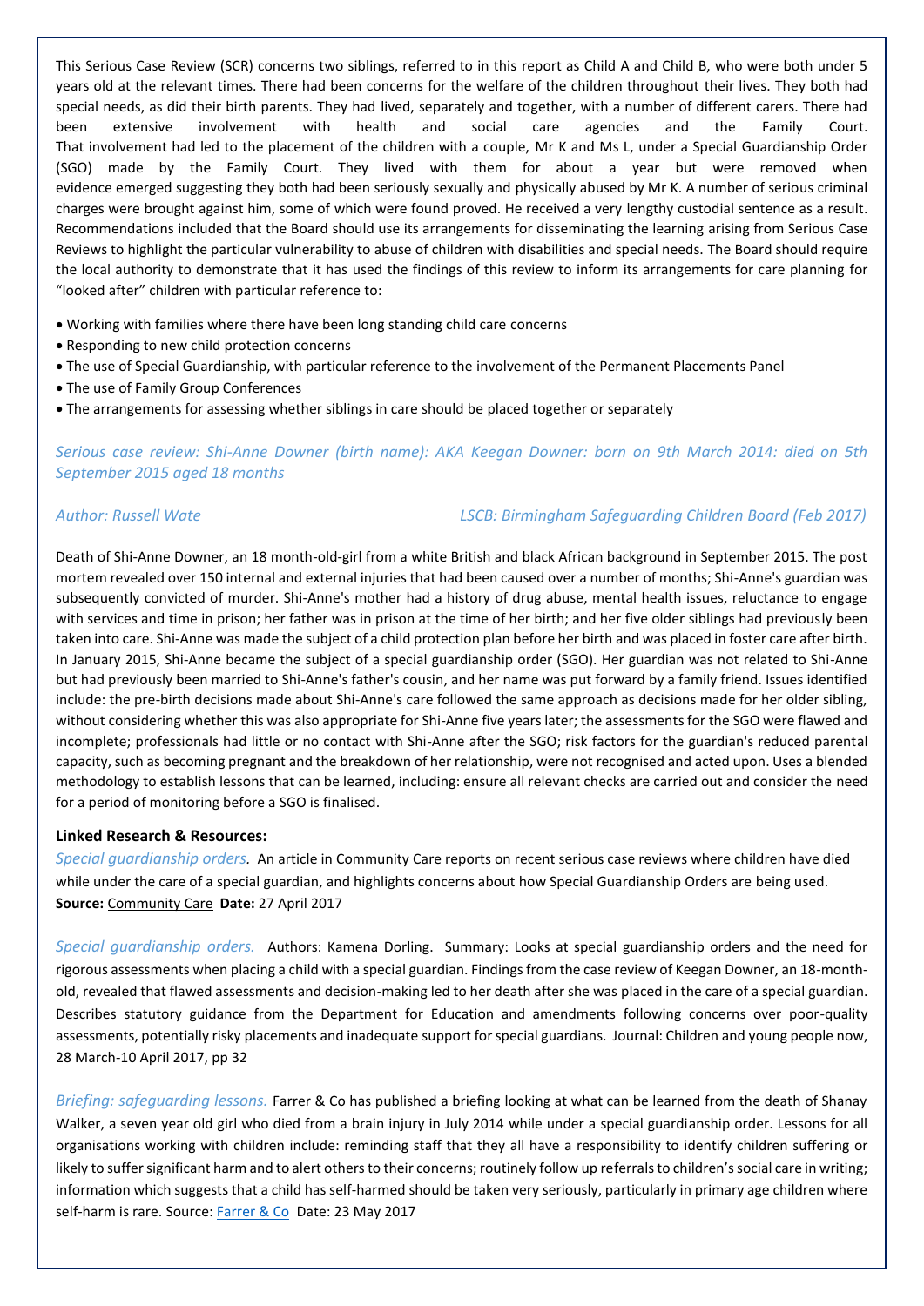This Serious Case Review (SCR) concerns two siblings, referred to in this report as Child A and Child B, who were both under 5 years old at the relevant times. There had been concerns for the welfare of the children throughout their lives. They both had special needs, as did their birth parents. They had lived, separately and together, with a number of different carers. There had been extensive involvement with health and social care agencies and the Family Court. That involvement had led to the placement of the children with a couple, Mr K and Ms L, under a Special Guardianship Order (SGO) made by the Family Court. They lived with them for about a year but were removed when evidence emerged suggesting they both had been seriously sexually and physically abused by Mr K. A number of serious criminal charges were brought against him, some of which were found proved. He received a very lengthy custodial sentence as a result. Recommendations included that the Board should use its arrangements for disseminating the learning arising from Serious Case Reviews to highlight the particular vulnerability to abuse of children with disabilities and special needs. The Board should require the local authority to demonstrate that it has used the findings of this review to inform its arrangements for care planning for "looked after" children with particular reference to:

- Working with families where there have been long standing child care concerns
- Responding to new child protection concerns
- The use of Special Guardianship, with particular reference to the involvement of the Permanent Placements Panel
- The use of Family Group Conferences
- The arrangements for assessing whether siblings in care should be placed together or separately

*Serious case review: Shi-Anne Downer (birth name): AKA Keegan Downer: born on 9th March 2014: died on 5th September 2015 aged 18 months*

*Author: Russell Wate* *LSCB: Birmingham Safeguarding Children Board (Feb 2017)*

Death of Shi-Anne Downer, an 18 month-old-girl from a white British and black African background in September 2015. The post mortem revealed over 150 internal and external injuries that had been caused over a number of months; Shi-Anne's guardian was subsequently convicted of murder. Shi-Anne's mother had a history of drug abuse, mental health issues, reluctance to engage with services and time in prison; her father was in prison at the time of her birth; and her five older siblings had previously been taken into care. Shi-Anne was made the subject of a child protection plan before her birth and was placed in foster care after birth. In January 2015, Shi-Anne became the subject of a special guardianship order (SGO). Her guardian was not related to Shi-Anne but had previously been married to Shi-Anne's father's cousin, and her name was put forward by a family friend. Issues identified include: the pre-birth decisions made about Shi-Anne's care followed the same approach as decisions made for her older sibling, without considering whether this was also appropriate for Shi-Anne five years later; the assessments for the SGO were flawed and incomplete; professionals had little or no contact with Shi-Anne after the SGO; risk factors for the guardian's reduced parental capacity, such as becoming pregnant and the breakdown of her relationship, were not recognised and acted upon. Uses a blended methodology to establish lessons that can be learned, including: ensure all relevant checks are carried out and consider the need for a period of monitoring before a SGO is finalised.

**Linked Research & Resources:**

*Special guardianship orders.* An article in Community Care reports on recent serious case reviews where children have died while under the care of a special guardian, and highlights concerns about how Special Guardianship Orders are being used. **Source:** Community Care **Date:** 27 April 2017

*Special guardianship orders.* Authors: Kamena Dorling. Summary: Looks at special guardianship orders and the need for rigorous assessments when placing a child with a special guardian. Findings from the case review of Keegan Downer, an 18-month-old, revealed that flawed assessments and decision-making led to her death after she was placed in the care of a special guardian. Describes statutory guidance from the Department for Education and amendments following concerns over poor-quality assessments, potentially risky placements and inadequate support for special guardians. Journal: Children and young people now, 28 March-10 April 2017, pp 32

*Briefing: safeguarding lessons.* Farrer & Co has published a briefing looking at what can be learned from the death of Shanay Walker, a seven year old girl who died from a brain injury in July 2014 while under a special guardianship order. Lessons for all organisations working with children include: reminding staff that they all have a responsibility to identify children suffering or likely to suffer significant harm and to alert others to their concerns; routinely follow up referrals to children's social care in writing; information which suggests that a child has self-harmed should be taken very seriously, particularly in primary age children where self-harm is rare. Source: Farrer & Co Date: 23 May 2017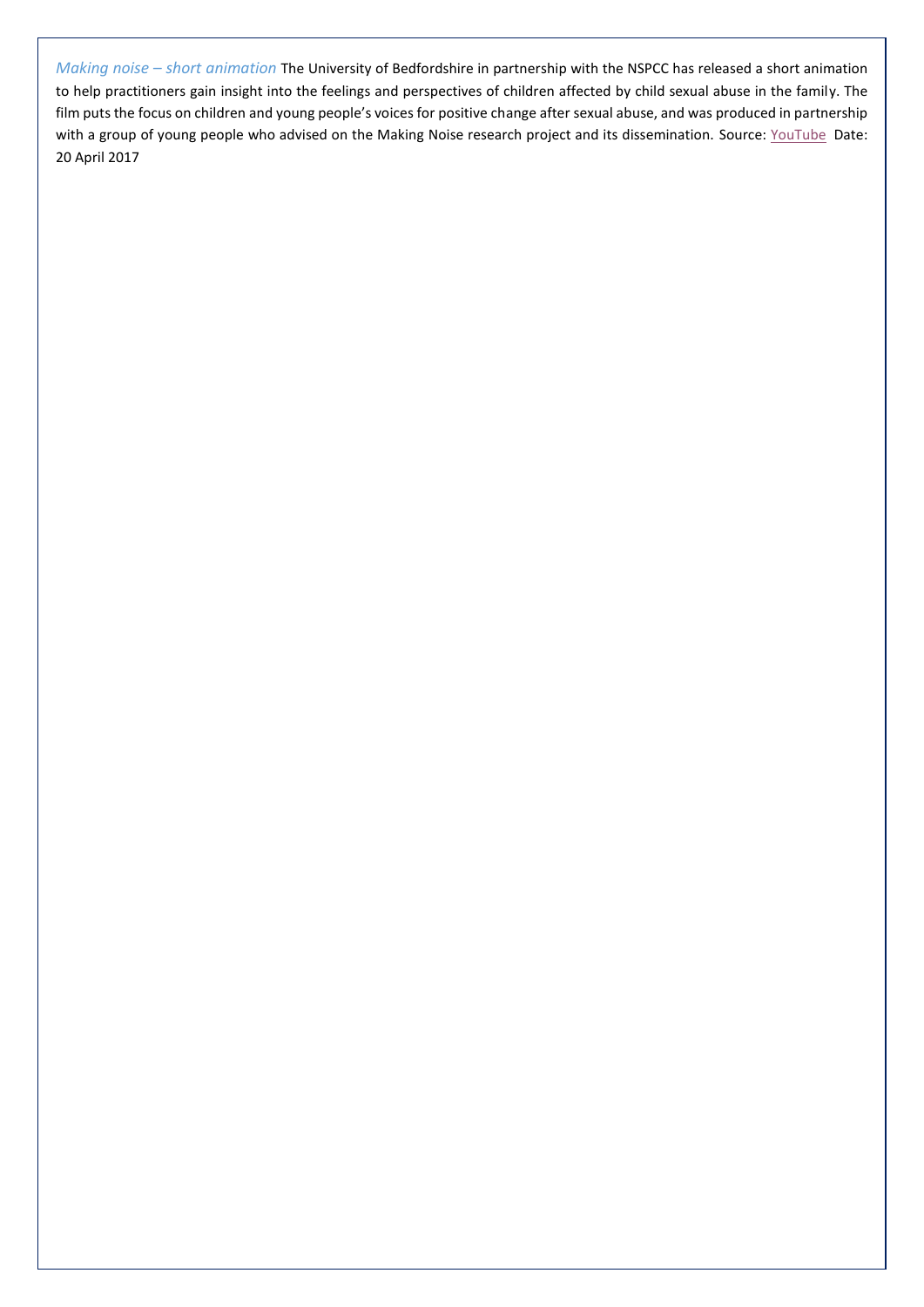*Making noise – short animation* The University of Bedfordshire in partnership with the NSPCC has released a short animation to help practitioners gain insight into the feelings and perspectives of children affected by child sexual abuse in the family. The film puts the focus on children and young people's voices for positive change after sexual abuse, and was produced in partnership with a group of young people who advised on the Making Noise research project and its dissemination. Source: YouTube Date: 20 April 2017